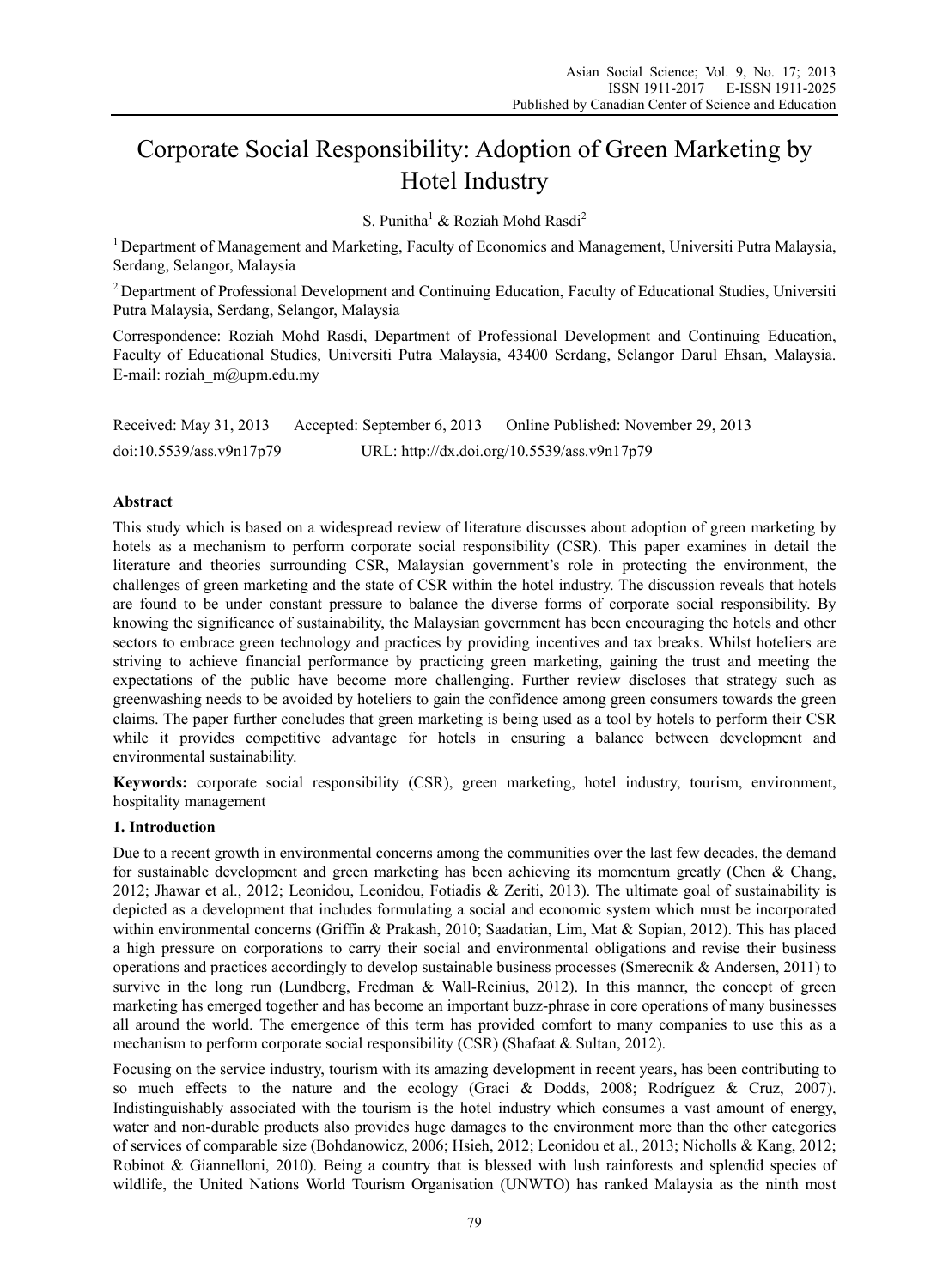# Corporate Social Responsibility: Adoption of Green Marketing by Hotel Industry

S. Punitha[1] & Roziah Mohd Rasdi[2]

[1] Department of Management and Marketing, Faculty of Economics and Management, Universiti Putra Malaysia, Serdang, Selangor, Malaysia

[2] Department of Professional Development and Continuing Education, Faculty of Educational Studies, Universiti Putra Malaysia, Serdang, Selangor, Malaysia

Correspondence: Roziah Mohd Rasdi, Department of Professional Development and Continuing Education, Faculty of Educational Studies, Universiti Putra Malaysia, 43400 Serdang, Selangor Darul Ehsan, Malaysia. E-mail: roziah_m@upm.edu.my

Received: May 31, 2013 Accepted: September 6, 2013 Online Published: November 29, 2013

doi:10.5539/ass.v9n17p79 URL: http://dx.doi.org/10.5539/ass.v9n17p79

## Abstract

This study which is based on a widespread review of literature discusses about adoption of green marketing by hotels as a mechanism to perform corporate social responsibility (CSR). This paper examines in detail the literature and theories surrounding CSR, Malaysian government's role in protecting the environment, the challenges of green marketing and the state of CSR within the hotel industry. The discussion reveals that hotels are found to be under constant pressure to balance the diverse forms of corporate social responsibility. By knowing the significance of sustainability, the Malaysian government has been encouraging the hotels and other sectors to embrace green technology and practices by providing incentives and tax breaks. Whilst hoteliers are striving to achieve financial performance by practicing green marketing, gaining the trust and meeting the expectations of the public have become more challenging. Further review discloses that strategy such as greenwashing needs to be avoided by hoteliers to gain the confidence among green consumers towards the green claims. The paper further concludes that green marketing is being used as a tool by hotels to perform their CSR while it provides competitive advantage for hotels in ensuring a balance between development and environmental sustainability.

**Keywords:** corporate social responsibility (CSR), green marketing, hotel industry, tourism, environment, hospitality management

## 1. Introduction

Due to a recent growth in environmental concerns among the communities over the last few decades, the demand for sustainable development and green marketing has been achieving its momentum greatly (Chen & Chang, 2012; Jhawar et al., 2012; Leonidou, Leonidou, Fotiadis & Zeriti, 2013). The ultimate goal of sustainability is depicted as a development that includes formulating a social and economic system which must be incorporated within environmental concerns (Griffin & Prakash, 2010; Saadatian, Lim, Mat & Sopian, 2012). This has placed a high pressure on corporations to carry their social and environmental obligations and revise their business operations and practices accordingly to develop sustainable business processes (Smerecnik & Andersen, 2011) to survive in the long run (Lundberg, Fredman & Wall-Reinius, 2012). In this manner, the concept of green marketing has emerged together and has become an important buzz-phrase in core operations of many businesses all around the world. The emergence of this term has provided comfort to many companies to use this as a mechanism to perform corporate social responsibility (CSR) (Shafaat & Sultan, 2012).

Focusing on the service industry, tourism with its amazing development in recent years, has been contributing to so much effects to the nature and the ecology (Graci & Dodds, 2008; Rodríguez & Cruz, 2007). Indistinguishably associated with the tourism is the hotel industry which consumes a vast amount of energy, water and non-durable products also provides huge damages to the environment more than the other categories of services of comparable size (Bohdanowicz, 2006; Hsieh, 2012; Leonidou et al., 2013; Nicholls & Kang, 2012; Robinot & Giannelloni, 2010). Being a country that is blessed with lush rainforests and splendid species of wildlife, the United Nations World Tourism Organisation (UNWTO) has ranked Malaysia as the ninth most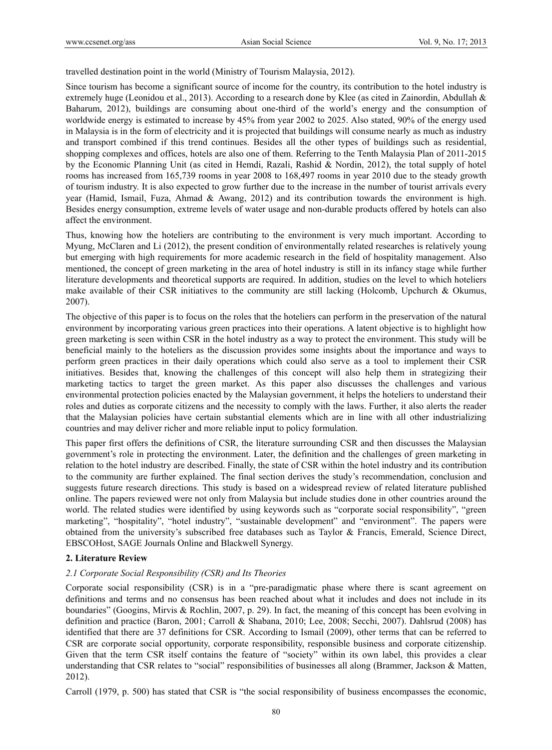travelled destination point in the world (Ministry of Tourism Malaysia, 2012).

Since tourism has become a significant source of income for the country, its contribution to the hotel industry is extremely huge (Leonidou et al., 2013). According to a research done by Klee (as cited in Zainordin, Abdullah & Baharum, 2012), buildings are consuming about one-third of the world's energy and the consumption of worldwide energy is estimated to increase by 45% from year 2002 to 2025. Also stated, 90% of the energy used in Malaysia is in the form of electricity and it is projected that buildings will consume nearly as much as industry and transport combined if this trend continues. Besides all the other types of buildings such as residential, shopping complexes and offices, hotels are also one of them. Referring to the Tenth Malaysia Plan of 2011-2015 by the Economic Planning Unit (as cited in Hemdi, Razali, Rashid & Nordin, 2012), the total supply of hotel rooms has increased from 165,739 rooms in year 2008 to 168,497 rooms in year 2010 due to the steady growth of tourism industry. It is also expected to grow further due to the increase in the number of tourist arrivals every year (Hamid, Ismail, Fuza, Ahmad & Awang, 2012) and its contribution towards the environment is high. Besides energy consumption, extreme levels of water usage and non-durable products offered by hotels can also affect the environment.

Thus, knowing how the hoteliers are contributing to the environment is very much important. According to Myung, McClaren and Li (2012), the present condition of environmentally related researches is relatively young but emerging with high requirements for more academic research in the field of hospitality management. Also mentioned, the concept of green marketing in the area of hotel industry is still in its infancy stage while further literature developments and theoretical supports are required. In addition, studies on the level to which hoteliers make available of their CSR initiatives to the community are still lacking (Holcomb, Upchurch & Okumus, 2007).

The objective of this paper is to focus on the roles that the hoteliers can perform in the preservation of the natural environment by incorporating various green practices into their operations. A latent objective is to highlight how green marketing is seen within CSR in the hotel industry as a way to protect the environment. This study will be beneficial mainly to the hoteliers as the discussion provides some insights about the importance and ways to perform green practices in their daily operations which could also serve as a tool to implement their CSR initiatives. Besides that, knowing the challenges of this concept will also help them in strategizing their marketing tactics to target the green market. As this paper also discusses the challenges and various environmental protection policies enacted by the Malaysian government, it helps the hoteliers to understand their roles and duties as corporate citizens and the necessity to comply with the laws. Further, it also alerts the reader that the Malaysian policies have certain substantial elements which are in line with all other industrializing countries and may deliver richer and more reliable input to policy formulation.

This paper first offers the definitions of CSR, the literature surrounding CSR and then discusses the Malaysian government's role in protecting the environment. Later, the definition and the challenges of green marketing in relation to the hotel industry are described. Finally, the state of CSR within the hotel industry and its contribution to the community are further explained. The final section derives the study's recommendation, conclusion and suggests future research directions. This study is based on a widespread review of related literature published online. The papers reviewed were not only from Malaysia but include studies done in other countries around the world. The related studies were identified by using keywords such as "corporate social responsibility", "green marketing", "hospitality", "hotel industry", "sustainable development" and "environment". The papers were obtained from the university's subscribed free databases such as Taylor & Francis, Emerald, Science Direct, EBSCOHost, SAGE Journals Online and Blackwell Synergy.

## 2. Literature Review

### *2.1 Corporate Social Responsibility (CSR) and Its Theories*

Corporate social responsibility (CSR) is in a "pre-paradigmatic phase where there is scant agreement on definitions and terms and no consensus has been reached about what it includes and does not include in its boundaries" (Googins, Mirvis & Rochlin, 2007, p. 29). In fact, the meaning of this concept has been evolving in definition and practice (Baron, 2001; Carroll & Shabana, 2010; Lee, 2008; Secchi, 2007). Dahlsrud (2008) has identified that there are 37 definitions for CSR. According to Ismail (2009), other terms that can be referred to CSR are corporate social opportunity, corporate responsibility, responsible business and corporate citizenship. Given that the term CSR itself contains the feature of "society" within its own label, this provides a clear understanding that CSR relates to "social" responsibilities of businesses all along (Brammer, Jackson & Matten, 2012).

Carroll (1979, p. 500) has stated that CSR is "the social responsibility of business encompasses the economic,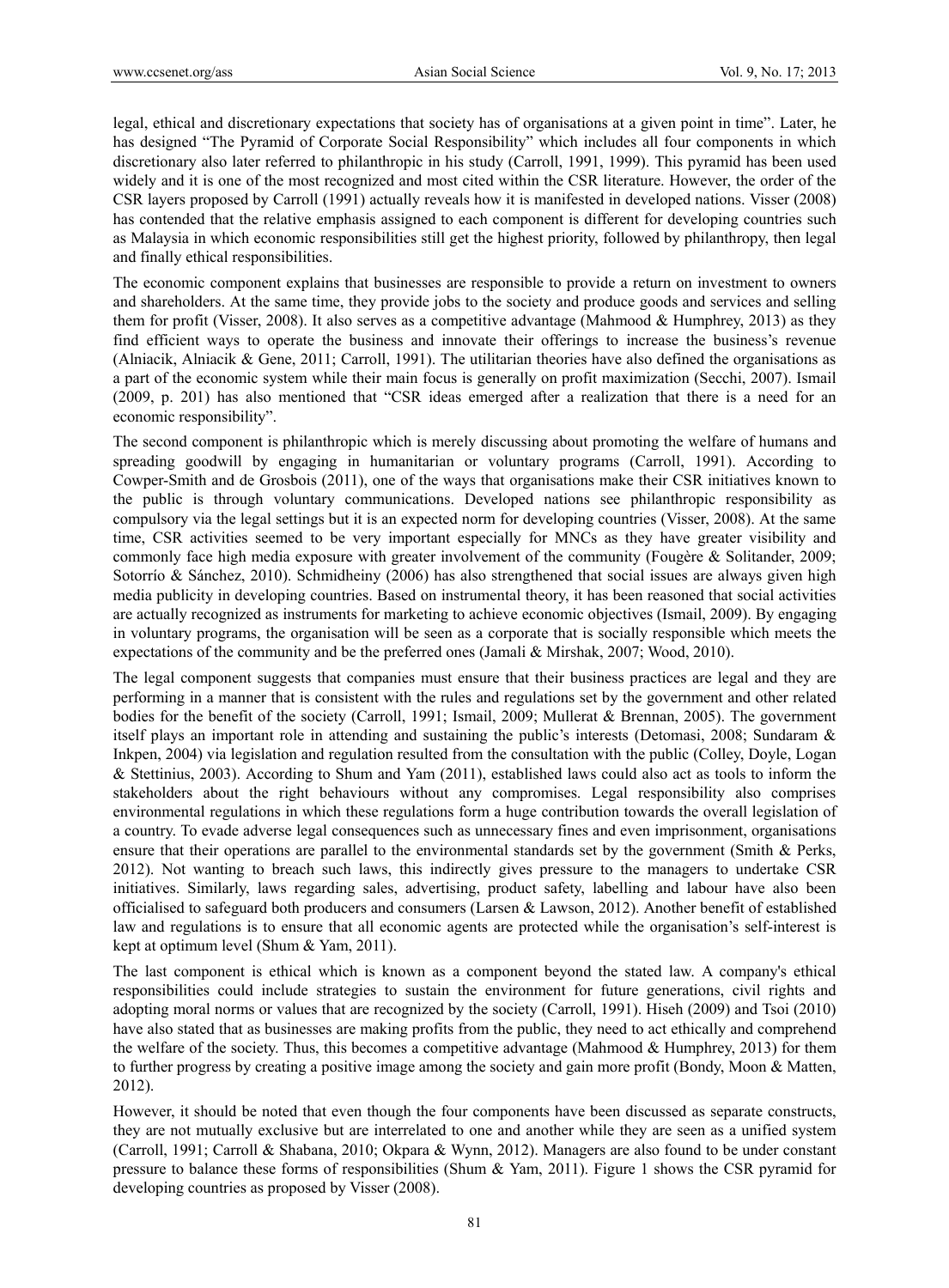legal, ethical and discretionary expectations that society has of organisations at a given point in time". Later, he has designed "The Pyramid of Corporate Social Responsibility" which includes all four components in which discretionary also later referred to philanthropic in his study (Carroll, 1991, 1999). This pyramid has been used widely and it is one of the most recognized and most cited within the CSR literature. However, the order of the CSR layers proposed by Carroll (1991) actually reveals how it is manifested in developed nations. Visser (2008) has contended that the relative emphasis assigned to each component is different for developing countries such as Malaysia in which economic responsibilities still get the highest priority, followed by philanthropy, then legal and finally ethical responsibilities.

The economic component explains that businesses are responsible to provide a return on investment to owners and shareholders. At the same time, they provide jobs to the society and produce goods and services and selling them for profit (Visser, 2008). It also serves as a competitive advantage (Mahmood & Humphrey, 2013) as they find efficient ways to operate the business and innovate their offerings to increase the business's revenue (Alniacik, Alniacik & Gene, 2011; Carroll, 1991). The utilitarian theories have also defined the organisations as a part of the economic system while their main focus is generally on profit maximization (Secchi, 2007). Ismail (2009, p. 201) has also mentioned that "CSR ideas emerged after a realization that there is a need for an economic responsibility".

The second component is philanthropic which is merely discussing about promoting the welfare of humans and spreading goodwill by engaging in humanitarian or voluntary programs (Carroll, 1991). According to Cowper-Smith and de Grosbois (2011), one of the ways that organisations make their CSR initiatives known to the public is through voluntary communications. Developed nations see philanthropic responsibility as compulsory via the legal settings but it is an expected norm for developing countries (Visser, 2008). At the same time, CSR activities seemed to be very important especially for MNCs as they have greater visibility and commonly face high media exposure with greater involvement of the community (Fougère & Solitander, 2009; Sotorrío & Sánchez, 2010). Schmidheiny (2006) has also strengthened that social issues are always given high media publicity in developing countries. Based on instrumental theory, it has been reasoned that social activities are actually recognized as instruments for marketing to achieve economic objectives (Ismail, 2009). By engaging in voluntary programs, the organisation will be seen as a corporate that is socially responsible which meets the expectations of the community and be the preferred ones (Jamali & Mirshak, 2007; Wood, 2010).

The legal component suggests that companies must ensure that their business practices are legal and they are performing in a manner that is consistent with the rules and regulations set by the government and other related bodies for the benefit of the society (Carroll, 1991; Ismail, 2009; Mullerat & Brennan, 2005). The government itself plays an important role in attending and sustaining the public's interests (Detomasi, 2008; Sundaram & Inkpen, 2004) via legislation and regulation resulted from the consultation with the public (Colley, Doyle, Logan & Stettinius, 2003). According to Shum and Yam (2011), established laws could also act as tools to inform the stakeholders about the right behaviours without any compromises. Legal responsibility also comprises environmental regulations in which these regulations form a huge contribution towards the overall legislation of a country. To evade adverse legal consequences such as unnecessary fines and even imprisonment, organisations ensure that their operations are parallel to the environmental standards set by the government (Smith & Perks, 2012). Not wanting to breach such laws, this indirectly gives pressure to the managers to undertake CSR initiatives. Similarly, laws regarding sales, advertising, product safety, labelling and labour have also been officialised to safeguard both producers and consumers (Larsen & Lawson, 2012). Another benefit of established law and regulations is to ensure that all economic agents are protected while the organisation's self-interest is kept at optimum level (Shum & Yam, 2011).

The last component is ethical which is known as a component beyond the stated law. A company's ethical responsibilities could include strategies to sustain the environment for future generations, civil rights and adopting moral norms or values that are recognized by the society (Carroll, 1991). Hiseh (2009) and Tsoi (2010) have also stated that as businesses are making profits from the public, they need to act ethically and comprehend the welfare of the society. Thus, this becomes a competitive advantage (Mahmood & Humphrey, 2013) for them to further progress by creating a positive image among the society and gain more profit (Bondy, Moon & Matten, 2012).

However, it should be noted that even though the four components have been discussed as separate constructs, they are not mutually exclusive but are interrelated to one and another while they are seen as a unified system (Carroll, 1991; Carroll & Shabana, 2010; Okpara & Wynn, 2012). Managers are also found to be under constant pressure to balance these forms of responsibilities (Shum & Yam, 2011). Figure 1 shows the CSR pyramid for developing countries as proposed by Visser (2008).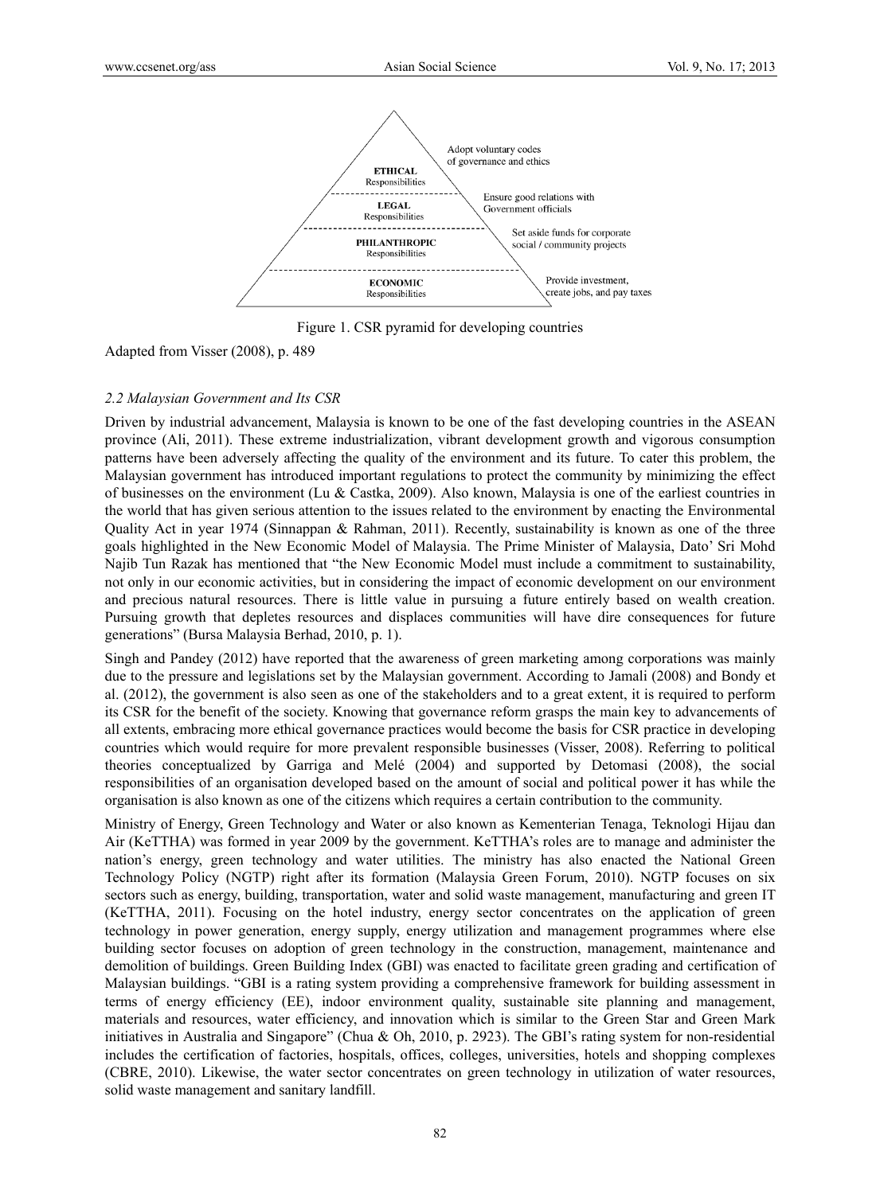ETHICAL Responsibilities — Adopt voluntary codes of governance and ethics

LEGAL Responsibilities — Ensure good relations with Government officials

PHILANTHROPIC Responsibilities — Set aside funds for corporate social / community projects

ECONOMIC Responsibilities — Provide investment, create jobs, and pay taxes

Figure 1. CSR pyramid for developing countries

Adapted from Visser (2008), p. 489

### *2.2 Malaysian Government and Its CSR*

Driven by industrial advancement, Malaysia is known to be one of the fast developing countries in the ASEAN province (Ali, 2011). These extreme industrialization, vibrant development growth and vigorous consumption patterns have been adversely affecting the quality of the environment and its future. To cater this problem, the Malaysian government has introduced important regulations to protect the community by minimizing the effect of businesses on the environment (Lu & Castka, 2009). Also known, Malaysia is one of the earliest countries in the world that has given serious attention to the issues related to the environment by enacting the Environmental Quality Act in year 1974 (Sinnappan & Rahman, 2011). Recently, sustainability is known as one of the three goals highlighted in the New Economic Model of Malaysia. The Prime Minister of Malaysia, Dato' Sri Mohd Najib Tun Razak has mentioned that "the New Economic Model must include a commitment to sustainability, not only in our economic activities, but in considering the impact of economic development on our environment and precious natural resources. There is little value in pursuing a future entirely based on wealth creation. Pursuing growth that depletes resources and displaces communities will have dire consequences for future generations" (Bursa Malaysia Berhad, 2010, p. 1).

Singh and Pandey (2012) have reported that the awareness of green marketing among corporations was mainly due to the pressure and legislations set by the Malaysian government. According to Jamali (2008) and Bondy et al. (2012), the government is also seen as one of the stakeholders and to a great extent, it is required to perform its CSR for the benefit of the society. Knowing that governance reform grasps the main key to advancements of all extents, embracing more ethical governance practices would become the basis for CSR practice in developing countries which would require for more prevalent responsible businesses (Visser, 2008). Referring to political theories conceptualized by Garriga and Melé (2004) and supported by Detomasi (2008), the social responsibilities of an organisation developed based on the amount of social and political power it has while the organisation is also known as one of the citizens which requires a certain contribution to the community.

Ministry of Energy, Green Technology and Water or also known as Kementerian Tenaga, Teknologi Hijau dan Air (KeTTHA) was formed in year 2009 by the government. KeTTHA's roles are to manage and administer the nation's energy, green technology and water utilities. The ministry has also enacted the National Green Technology Policy (NGTP) right after its formation (Malaysia Green Forum, 2010). NGTP focuses on six sectors such as energy, building, transportation, water and solid waste management, manufacturing and green IT (KeTTHA, 2011). Focusing on the hotel industry, energy sector concentrates on the application of green technology in power generation, energy supply, energy utilization and management programmes where else building sector focuses on adoption of green technology in the construction, management, maintenance and demolition of buildings. Green Building Index (GBI) was enacted to facilitate green grading and certification of Malaysian buildings. "GBI is a rating system providing a comprehensive framework for building assessment in terms of energy efficiency (EE), indoor environment quality, sustainable site planning and management, materials and resources, water efficiency, and innovation which is similar to the Green Star and Green Mark initiatives in Australia and Singapore" (Chua & Oh, 2010, p. 2923). The GBI's rating system for non-residential includes the certification of factories, hospitals, offices, colleges, universities, hotels and shopping complexes (CBRE, 2010). Likewise, the water sector concentrates on green technology in utilization of water resources, solid waste management and sanitary landfill.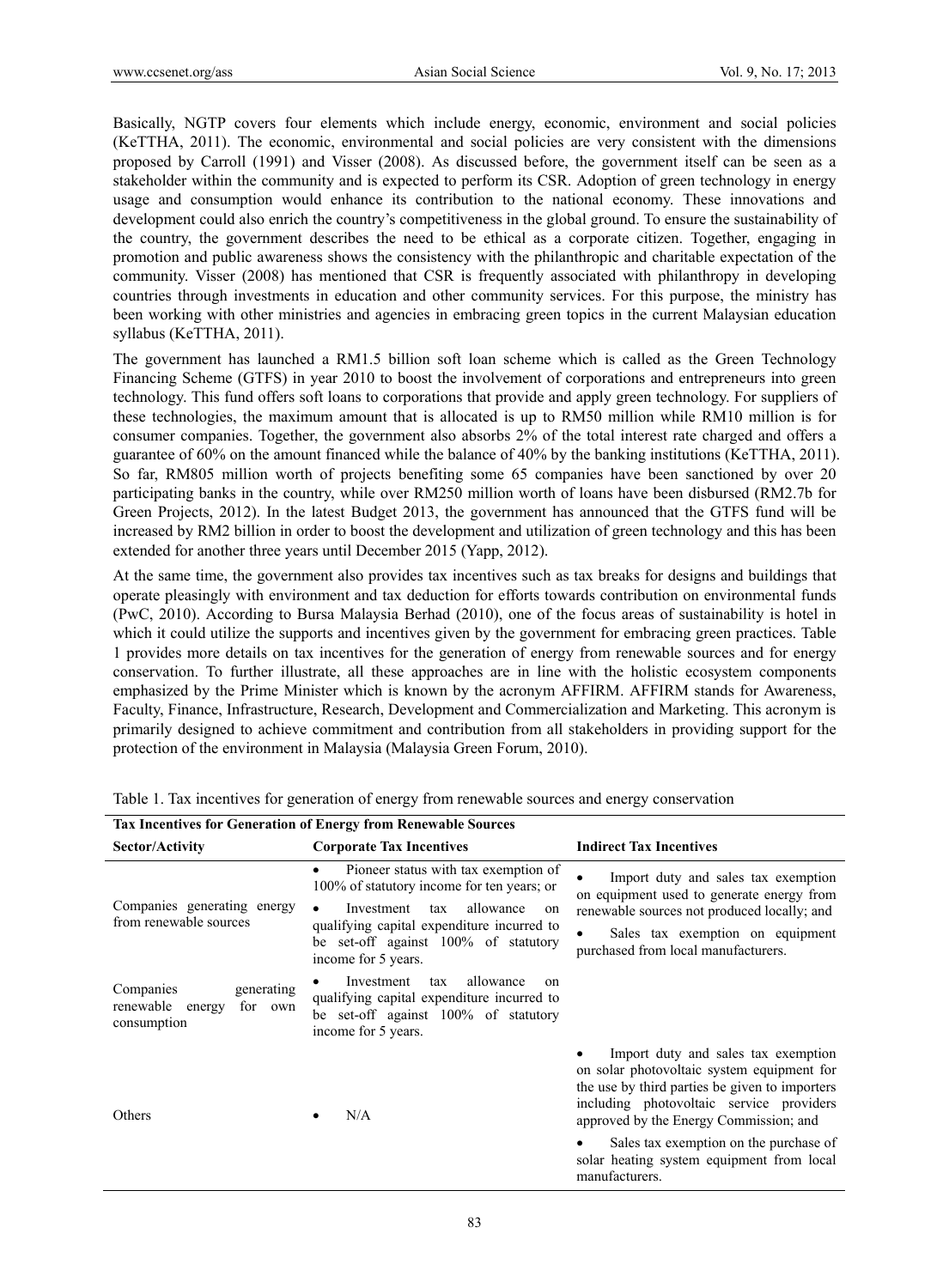Basically, NGTP covers four elements which include energy, economic, environment and social policies (KeTTHA, 2011). The economic, environmental and social policies are very consistent with the dimensions proposed by Carroll (1991) and Visser (2008). As discussed before, the government itself can be seen as a stakeholder within the community and is expected to perform its CSR. Adoption of green technology in energy usage and consumption would enhance its contribution to the national economy. These innovations and development could also enrich the country's competitiveness in the global ground. To ensure the sustainability of the country, the government describes the need to be ethical as a corporate citizen. Together, engaging in promotion and public awareness shows the consistency with the philanthropic and charitable expectation of the community. Visser (2008) has mentioned that CSR is frequently associated with philanthropy in developing countries through investments in education and other community services. For this purpose, the ministry has been working with other ministries and agencies in embracing green topics in the current Malaysian education syllabus (KeTTHA, 2011).

The government has launched a RM1.5 billion soft loan scheme which is called as the Green Technology Financing Scheme (GTFS) in year 2010 to boost the involvement of corporations and entrepreneurs into green technology. This fund offers soft loans to corporations that provide and apply green technology. For suppliers of these technologies, the maximum amount that is allocated is up to RM50 million while RM10 million is for consumer companies. Together, the government also absorbs 2% of the total interest rate charged and offers a guarantee of 60% on the amount financed while the balance of 40% by the banking institutions (KeTTHA, 2011). So far, RM805 million worth of projects benefiting some 65 companies have been sanctioned by over 20 participating banks in the country, while over RM250 million worth of loans have been disbursed (RM2.7b for Green Projects, 2012). In the latest Budget 2013, the government has announced that the GTFS fund will be increased by RM2 billion in order to boost the development and utilization of green technology and this has been extended for another three years until December 2015 (Yapp, 2012).

At the same time, the government also provides tax incentives such as tax breaks for designs and buildings that operate pleasingly with environment and tax deduction for efforts towards contribution on environmental funds (PwC, 2010). According to Bursa Malaysia Berhad (2010), one of the focus areas of sustainability is hotel in which it could utilize the supports and incentives given by the government for embracing green practices. Table 1 provides more details on tax incentives for the generation of energy from renewable sources and for energy conservation. To further illustrate, all these approaches are in line with the holistic ecosystem components emphasized by the Prime Minister which is known by the acronym AFFIRM. AFFIRM stands for Awareness, Faculty, Finance, Infrastructure, Research, Development and Commercialization and Marketing. This acronym is primarily designed to achieve commitment and contribution from all stakeholders in providing support for the protection of the environment in Malaysia (Malaysia Green Forum, 2010).

Table 1. Tax incentives for generation of energy from renewable sources and energy conservation

| **Tax Incentives for Generation of Energy from Renewable Sources** | | |
|---|---|---|
| **Sector/Activity** | **Corporate Tax Incentives** | **Indirect Tax Incentives** |
| Companies generating energy from renewable sources | • Pioneer status with tax exemption of 100% of statutory income for ten years; or <br> • Investment tax allowance on qualifying capital expenditure incurred to be set-off against 100% of statutory income for 5 years. | • Import duty and sales tax exemption on equipment used to generate energy from renewable sources not produced locally; and <br> • Sales tax exemption on equipment purchased from local manufacturers. |
| Companies generating renewable energy for own consumption | • Investment tax allowance on qualifying capital expenditure incurred to be set-off against 100% of statutory income for 5 years. | |
| Others | • N/A | • Import duty and sales tax exemption on solar photovoltaic system equipment for the use by third parties be given to importers including photovoltaic service providers approved by the Energy Commission; and <br> • Sales tax exemption on the purchase of solar heating system equipment from local manufacturers. |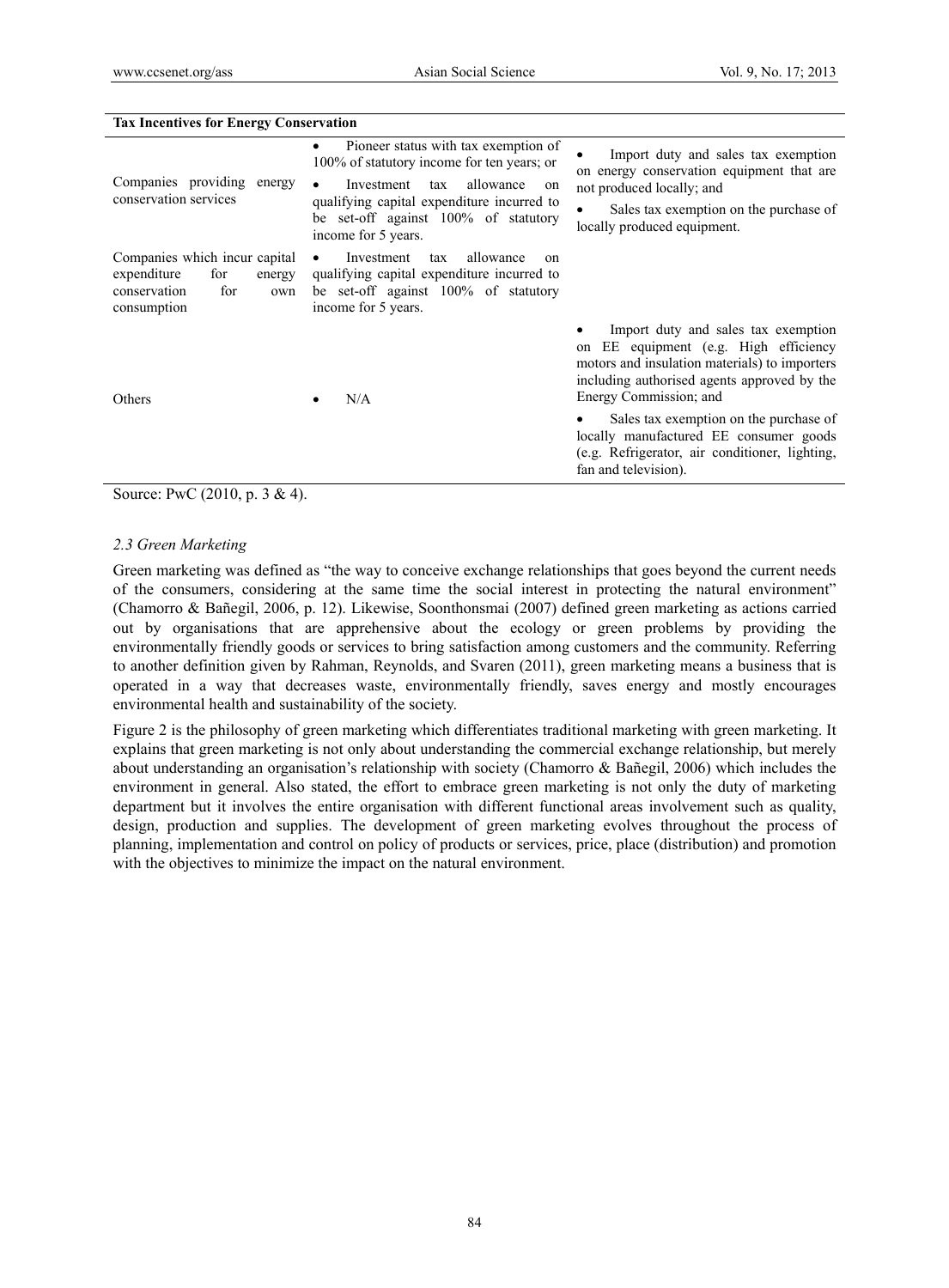| Tax Incentives for Energy Conservation | | |
|---|---|---|
| Companies providing energy conservation services | • Pioneer status with tax exemption of 100% of statutory income for ten years; or<br>• Investment tax allowance on qualifying capital expenditure incurred to be set-off against 100% of statutory income for 5 years. | • Import duty and sales tax exemption on energy conservation equipment that are not produced locally; and<br>• Sales tax exemption on the purchase of locally produced equipment. |
| Companies which incur capital expenditure for energy conservation for own consumption | • Investment tax allowance on qualifying capital expenditure incurred to be set-off against 100% of statutory income for 5 years. | |
| Others | • N/A | • Import duty and sales tax exemption on EE equipment (e.g. High efficiency motors and insulation materials) to importers including authorised agents approved by the Energy Commission; and<br>• Sales tax exemption on the purchase of locally manufactured EE consumer goods (e.g. Refrigerator, air conditioner, lighting, fan and television). |

Source: PwC (2010, p. 3 & 4).

### *2.3 Green Marketing*

Green marketing was defined as "the way to conceive exchange relationships that goes beyond the current needs of the consumers, considering at the same time the social interest in protecting the natural environment" (Chamorro & Bañegil, 2006, p. 12). Likewise, Soonthonsmai (2007) defined green marketing as actions carried out by organisations that are apprehensive about the ecology or green problems by providing the environmentally friendly goods or services to bring satisfaction among customers and the community. Referring to another definition given by Rahman, Reynolds, and Svaren (2011), green marketing means a business that is operated in a way that decreases waste, environmentally friendly, saves energy and mostly encourages environmental health and sustainability of the society.

Figure 2 is the philosophy of green marketing which differentiates traditional marketing with green marketing. It explains that green marketing is not only about understanding the commercial exchange relationship, but merely about understanding an organisation's relationship with society (Chamorro & Bañegil, 2006) which includes the environment in general. Also stated, the effort to embrace green marketing is not only the duty of marketing department but it involves the entire organisation with different functional areas involvement such as quality, design, production and supplies. The development of green marketing evolves throughout the process of planning, implementation and control on policy of products or services, price, place (distribution) and promotion with the objectives to minimize the impact on the natural environment.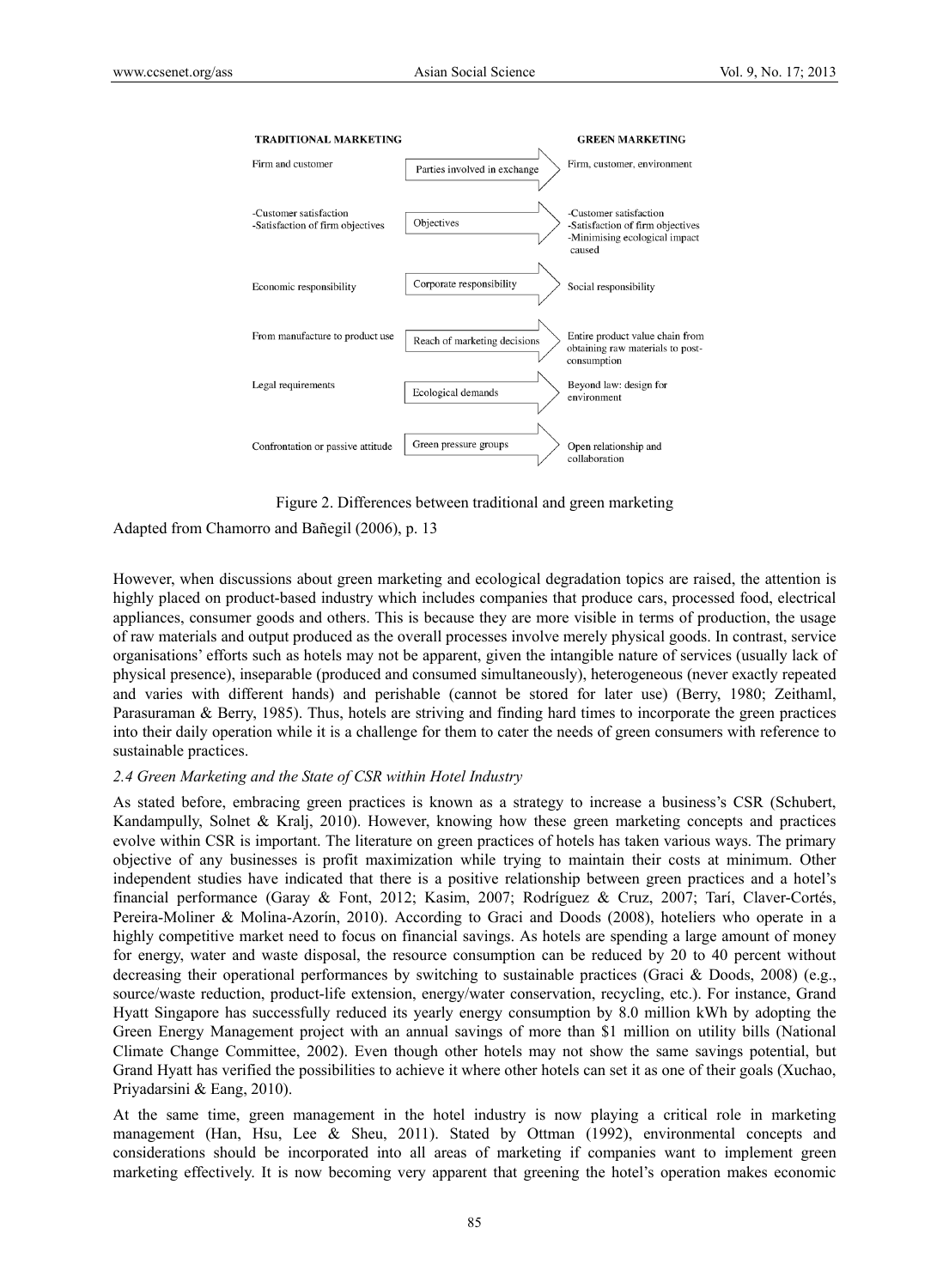| TRADITIONAL MARKETING | | GREEN MARKETING |
|---|---|---|
| Firm and customer | Parties involved in exchange | Firm, customer, environment |
| -Customer satisfaction<br>-Satisfaction of firm objectives | Objectives | -Customer satisfaction<br>-Satisfaction of firm objectives<br>-Minimising ecological impact caused |
| Economic responsibility | Corporate responsibility | Social responsibility |
| From manufacture to product use | Reach of marketing decisions | Entire product value chain from obtaining raw materials to post-consumption |
| Legal requirements | Ecological demands | Beyond law: design for environment |
| Confrontation or passive attitude | Green pressure groups | Open relationship and collaboration |

Figure 2. Differences between traditional and green marketing

Adapted from Chamorro and Bañegil (2006), p. 13

However, when discussions about green marketing and ecological degradation topics are raised, the attention is highly placed on product-based industry which includes companies that produce cars, processed food, electrical appliances, consumer goods and others. This is because they are more visible in terms of production, the usage of raw materials and output produced as the overall processes involve merely physical goods. In contrast, service organisations' efforts such as hotels may not be apparent, given the intangible nature of services (usually lack of physical presence), inseparable (produced and consumed simultaneously), heterogeneous (never exactly repeated and varies with different hands) and perishable (cannot be stored for later use) (Berry, 1980; Zeithaml, Parasuraman & Berry, 1985). Thus, hotels are striving and finding hard times to incorporate the green practices into their daily operation while it is a challenge for them to cater the needs of green consumers with reference to sustainable practices.

### *2.4 Green Marketing and the State of CSR within Hotel Industry*

As stated before, embracing green practices is known as a strategy to increase a business's CSR (Schubert, Kandampully, Solnet & Kralj, 2010). However, knowing how these green marketing concepts and practices evolve within CSR is important. The literature on green practices of hotels has taken various ways. The primary objective of any businesses is profit maximization while trying to maintain their costs at minimum. Other independent studies have indicated that there is a positive relationship between green practices and a hotel's financial performance (Garay & Font, 2012; Kasim, 2007; Rodríguez & Cruz, 2007; Tarí, Claver-Cortés, Pereira-Moliner & Molina-Azorín, 2010). According to Graci and Doods (2008), hoteliers who operate in a highly competitive market need to focus on financial savings. As hotels are spending a large amount of money for energy, water and waste disposal, the resource consumption can be reduced by 20 to 40 percent without decreasing their operational performances by switching to sustainable practices (Graci & Doods, 2008) (e.g., source/waste reduction, product-life extension, energy/water conservation, recycling, etc.). For instance, Grand Hyatt Singapore has successfully reduced its yearly energy consumption by 8.0 million kWh by adopting the Green Energy Management project with an annual savings of more than $1 million on utility bills (National Climate Change Committee, 2002). Even though other hotels may not show the same savings potential, but Grand Hyatt has verified the possibilities to achieve it where other hotels can set it as one of their goals (Xuchao, Priyadarsini & Eang, 2010).

At the same time, green management in the hotel industry is now playing a critical role in marketing management (Han, Hsu, Lee & Sheu, 2011). Stated by Ottman (1992), environmental concepts and considerations should be incorporated into all areas of marketing if companies want to implement green marketing effectively. It is now becoming very apparent that greening the hotel's operation makes economic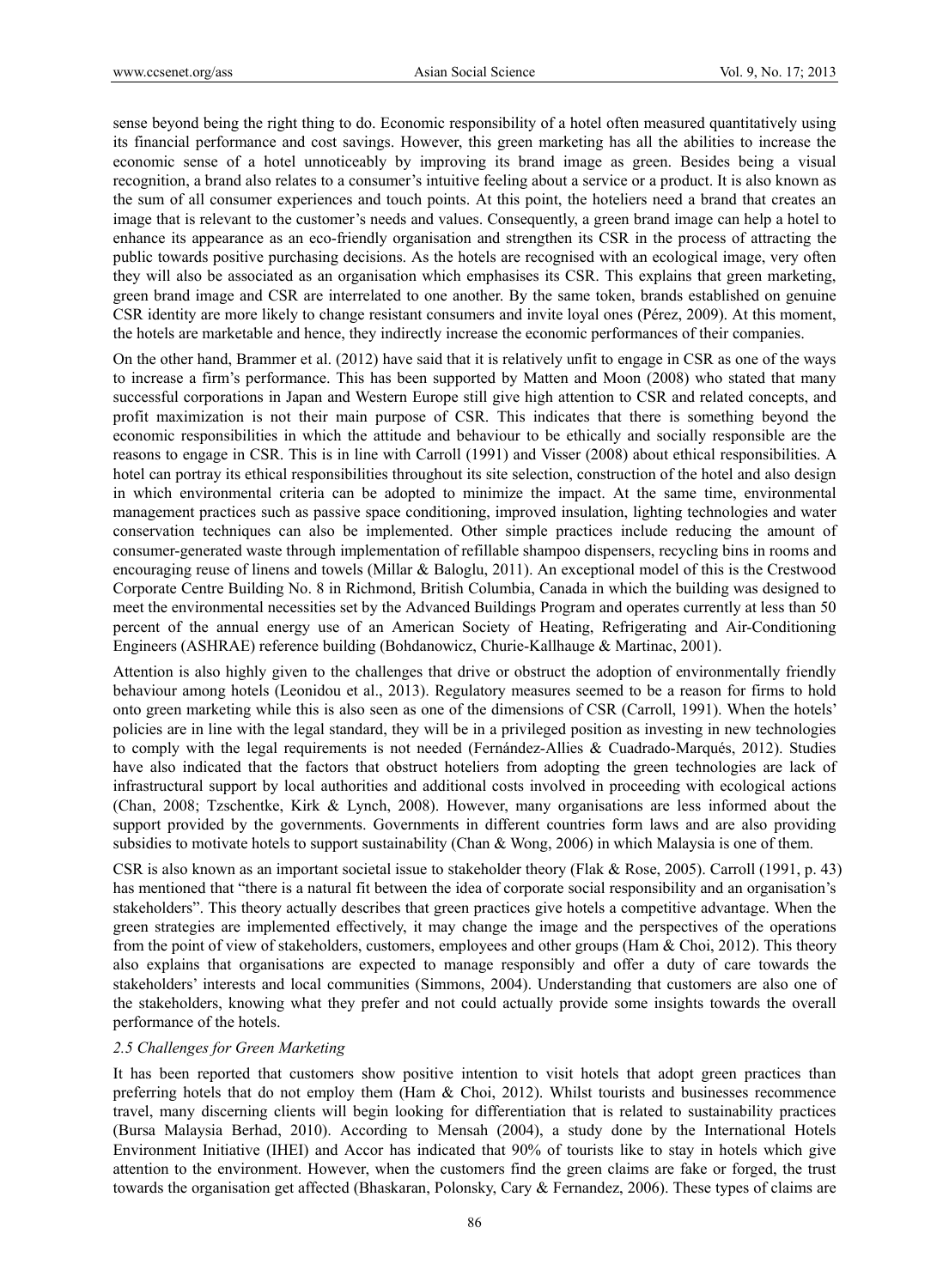sense beyond being the right thing to do. Economic responsibility of a hotel often measured quantitatively using its financial performance and cost savings. However, this green marketing has all the abilities to increase the economic sense of a hotel unnoticeably by improving its brand image as green. Besides being a visual recognition, a brand also relates to a consumer's intuitive feeling about a service or a product. It is also known as the sum of all consumer experiences and touch points. At this point, the hoteliers need a brand that creates an image that is relevant to the customer's needs and values. Consequently, a green brand image can help a hotel to enhance its appearance as an eco-friendly organisation and strengthen its CSR in the process of attracting the public towards positive purchasing decisions. As the hotels are recognised with an ecological image, very often they will also be associated as an organisation which emphasises its CSR. This explains that green marketing, green brand image and CSR are interrelated to one another. By the same token, brands established on genuine CSR identity are more likely to change resistant consumers and invite loyal ones (Pérez, 2009). At this moment, the hotels are marketable and hence, they indirectly increase the economic performances of their companies.

On the other hand, Brammer et al. (2012) have said that it is relatively unfit to engage in CSR as one of the ways to increase a firm's performance. This has been supported by Matten and Moon (2008) who stated that many successful corporations in Japan and Western Europe still give high attention to CSR and related concepts, and profit maximization is not their main purpose of CSR. This indicates that there is something beyond the economic responsibilities in which the attitude and behaviour to be ethically and socially responsible are the reasons to engage in CSR. This is in line with Carroll (1991) and Visser (2008) about ethical responsibilities. A hotel can portray its ethical responsibilities throughout its site selection, construction of the hotel and also design in which environmental criteria can be adopted to minimize the impact. At the same time, environmental management practices such as passive space conditioning, improved insulation, lighting technologies and water conservation techniques can also be implemented. Other simple practices include reducing the amount of consumer-generated waste through implementation of refillable shampoo dispensers, recycling bins in rooms and encouraging reuse of linens and towels (Millar & Baloglu, 2011). An exceptional model of this is the Crestwood Corporate Centre Building No. 8 in Richmond, British Columbia, Canada in which the building was designed to meet the environmental necessities set by the Advanced Buildings Program and operates currently at less than 50 percent of the annual energy use of an American Society of Heating, Refrigerating and Air-Conditioning Engineers (ASHRAE) reference building (Bohdanowicz, Churie-Kallhauge & Martinac, 2001).

Attention is also highly given to the challenges that drive or obstruct the adoption of environmentally friendly behaviour among hotels (Leonidou et al., 2013). Regulatory measures seemed to be a reason for firms to hold onto green marketing while this is also seen as one of the dimensions of CSR (Carroll, 1991). When the hotels' policies are in line with the legal standard, they will be in a privileged position as investing in new technologies to comply with the legal requirements is not needed (Fernández-Allies & Cuadrado-Marqués, 2012). Studies have also indicated that the factors that obstruct hoteliers from adopting the green technologies are lack of infrastructural support by local authorities and additional costs involved in proceeding with ecological actions (Chan, 2008; Tzschentke, Kirk & Lynch, 2008). However, many organisations are less informed about the support provided by the governments. Governments in different countries form laws and are also providing subsidies to motivate hotels to support sustainability (Chan & Wong, 2006) in which Malaysia is one of them.

CSR is also known as an important societal issue to stakeholder theory (Flak & Rose, 2005). Carroll (1991, p. 43) has mentioned that "there is a natural fit between the idea of corporate social responsibility and an organisation's stakeholders". This theory actually describes that green practices give hotels a competitive advantage. When the green strategies are implemented effectively, it may change the image and the perspectives of the operations from the point of view of stakeholders, customers, employees and other groups (Ham & Choi, 2012). This theory also explains that organisations are expected to manage responsibly and offer a duty of care towards the stakeholders' interests and local communities (Simmons, 2004). Understanding that customers are also one of the stakeholders, knowing what they prefer and not could actually provide some insights towards the overall performance of the hotels.

### *2.5 Challenges for Green Marketing*

It has been reported that customers show positive intention to visit hotels that adopt green practices than preferring hotels that do not employ them (Ham & Choi, 2012). Whilst tourists and businesses recommence travel, many discerning clients will begin looking for differentiation that is related to sustainability practices (Bursa Malaysia Berhad, 2010). According to Mensah (2004), a study done by the International Hotels Environment Initiative (IHEI) and Accor has indicated that 90% of tourists like to stay in hotels which give attention to the environment. However, when the customers find the green claims are fake or forged, the trust towards the organisation get affected (Bhaskaran, Polonsky, Cary & Fernandez, 2006). These types of claims are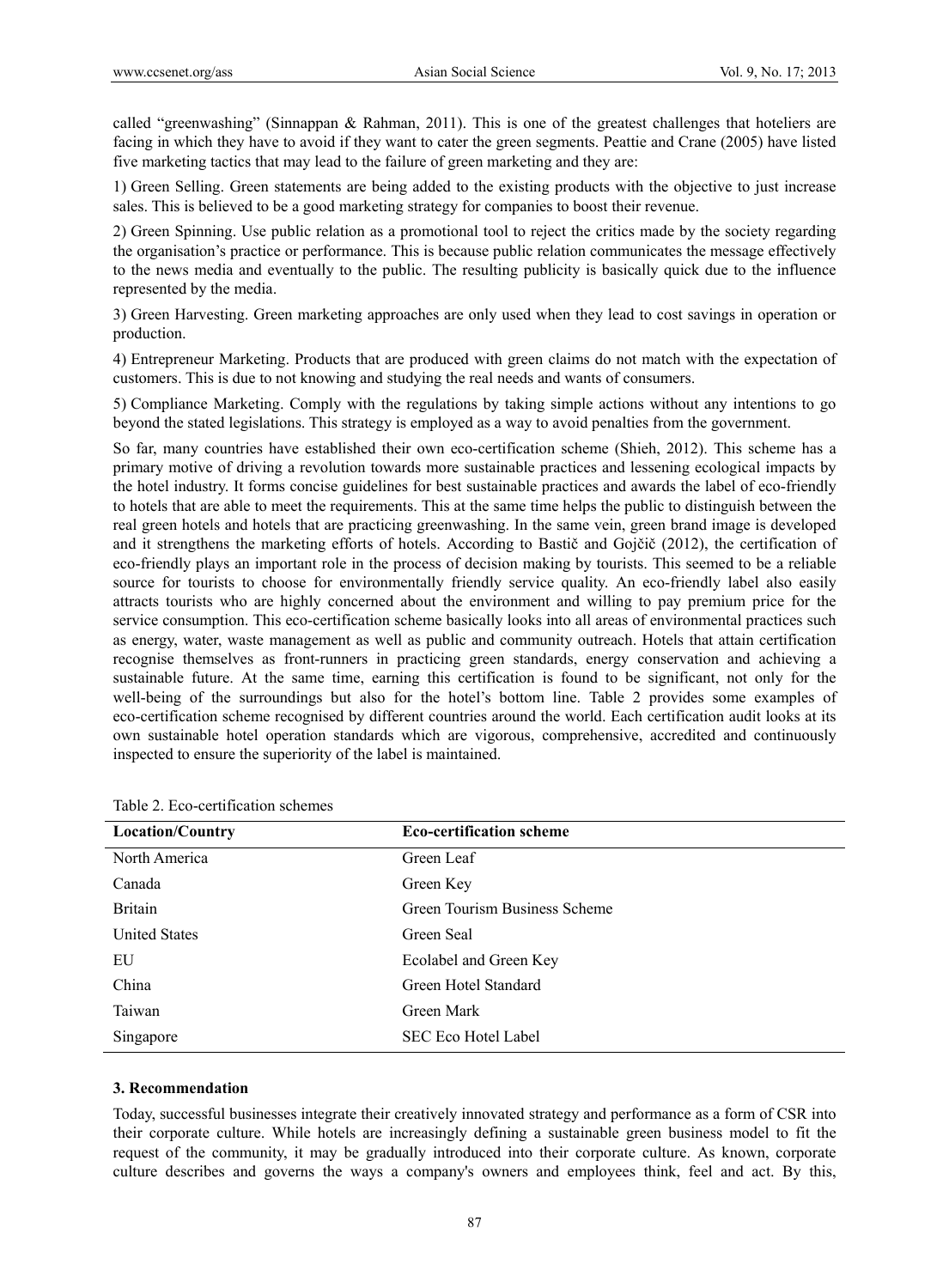called "greenwashing" (Sinnappan & Rahman, 2011). This is one of the greatest challenges that hoteliers are facing in which they have to avoid if they want to cater the green segments. Peattie and Crane (2005) have listed five marketing tactics that may lead to the failure of green marketing and they are:

1) Green Selling. Green statements are being added to the existing products with the objective to just increase sales. This is believed to be a good marketing strategy for companies to boost their revenue.

2) Green Spinning. Use public relation as a promotional tool to reject the critics made by the society regarding the organisation's practice or performance. This is because public relation communicates the message effectively to the news media and eventually to the public. The resulting publicity is basically quick due to the influence represented by the media.

3) Green Harvesting. Green marketing approaches are only used when they lead to cost savings in operation or production.

4) Entrepreneur Marketing. Products that are produced with green claims do not match with the expectation of customers. This is due to not knowing and studying the real needs and wants of consumers.

5) Compliance Marketing. Comply with the regulations by taking simple actions without any intentions to go beyond the stated legislations. This strategy is employed as a way to avoid penalties from the government.

So far, many countries have established their own eco-certification scheme (Shieh, 2012). This scheme has a primary motive of driving a revolution towards more sustainable practices and lessening ecological impacts by the hotel industry. It forms concise guidelines for best sustainable practices and awards the label of eco-friendly to hotels that are able to meet the requirements. This at the same time helps the public to distinguish between the real green hotels and hotels that are practicing greenwashing. In the same vein, green brand image is developed and it strengthens the marketing efforts of hotels. According to Bastič and Gojčič (2012), the certification of eco-friendly plays an important role in the process of decision making by tourists. This seemed to be a reliable source for tourists to choose for environmentally friendly service quality. An eco-friendly label also easily attracts tourists who are highly concerned about the environment and willing to pay premium price for the service consumption. This eco-certification scheme basically looks into all areas of environmental practices such as energy, water, waste management as well as public and community outreach. Hotels that attain certification recognise themselves as front-runners in practicing green standards, energy conservation and achieving a sustainable future. At the same time, earning this certification is found to be significant, not only for the well-being of the surroundings but also for the hotel's bottom line. Table 2 provides some examples of eco-certification scheme recognised by different countries around the world. Each certification audit looks at its own sustainable hotel operation standards which are vigorous, comprehensive, accredited and continuously inspected to ensure the superiority of the label is maintained.

Table 2. Eco-certification schemes

| Location/Country | Eco-certification scheme |
|---|---|
| North America | Green Leaf |
| Canada | Green Key |
| Britain | Green Tourism Business Scheme |
| United States | Green Seal |
| EU | Ecolabel and Green Key |
| China | Green Hotel Standard |
| Taiwan | Green Mark |
| Singapore | SEC Eco Hotel Label |

## 3. Recommendation

Today, successful businesses integrate their creatively innovated strategy and performance as a form of CSR into their corporate culture. While hotels are increasingly defining a sustainable green business model to fit the request of the community, it may be gradually introduced into their corporate culture. As known, corporate culture describes and governs the ways a company's owners and employees think, feel and act. By this,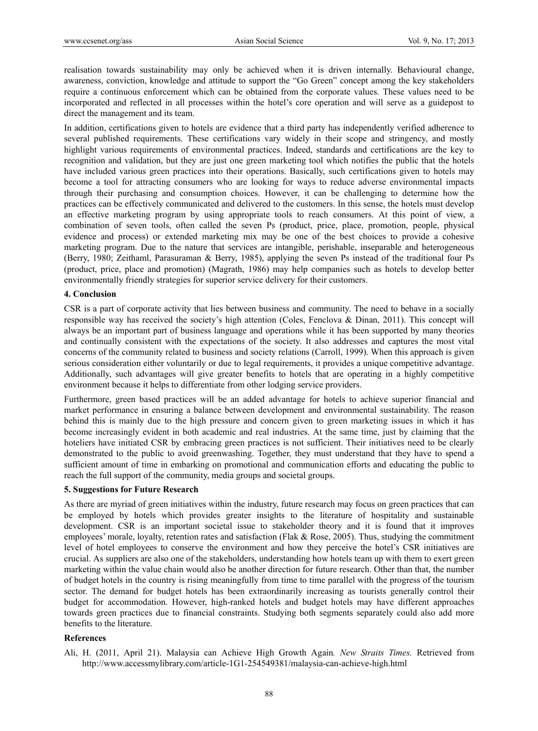realisation towards sustainability may only be achieved when it is driven internally. Behavioural change, awareness, conviction, knowledge and attitude to support the "Go Green" concept among the key stakeholders require a continuous enforcement which can be obtained from the corporate values. These values need to be incorporated and reflected in all processes within the hotel's core operation and will serve as a guidepost to direct the management and its team.

In addition, certifications given to hotels are evidence that a third party has independently verified adherence to several published requirements. These certifications vary widely in their scope and stringency, and mostly highlight various requirements of environmental practices. Indeed, standards and certifications are the key to recognition and validation, but they are just one green marketing tool which notifies the public that the hotels have included various green practices into their operations. Basically, such certifications given to hotels may become a tool for attracting consumers who are looking for ways to reduce adverse environmental impacts through their purchasing and consumption choices. However, it can be challenging to determine how the practices can be effectively communicated and delivered to the customers. In this sense, the hotels must develop an effective marketing program by using appropriate tools to reach consumers. At this point of view, a combination of seven tools, often called the seven Ps (product, price, place, promotion, people, physical evidence and process) or extended marketing mix may be one of the best choices to provide a cohesive marketing program. Due to the nature that services are intangible, perishable, inseparable and heterogeneous (Berry, 1980; Zeithaml, Parasuraman & Berry, 1985), applying the seven Ps instead of the traditional four Ps (product, price, place and promotion) (Magrath, 1986) may help companies such as hotels to develop better environmentally friendly strategies for superior service delivery for their customers.

## 4. Conclusion

CSR is a part of corporate activity that lies between business and community. The need to behave in a socially responsible way has received the society's high attention (Coles, Fenclova & Dinan, 2011). This concept will always be an important part of business language and operations while it has been supported by many theories and continually consistent with the expectations of the society. It also addresses and captures the most vital concerns of the community related to business and society relations (Carroll, 1999). When this approach is given serious consideration either voluntarily or due to legal requirements, it provides a unique competitive advantage. Additionally, such advantages will give greater benefits to hotels that are operating in a highly competitive environment because it helps to differentiate from other lodging service providers.

Furthermore, green based practices will be an added advantage for hotels to achieve superior financial and market performance in ensuring a balance between development and environmental sustainability. The reason behind this is mainly due to the high pressure and concern given to green marketing issues in which it has become increasingly evident in both academic and real industries. At the same time, just by claiming that the hoteliers have initiated CSR by embracing green practices is not sufficient. Their initiatives need to be clearly demonstrated to the public to avoid greenwashing. Together, they must understand that they have to spend a sufficient amount of time in embarking on promotional and communication efforts and educating the public to reach the full support of the community, media groups and societal groups.

## 5. Suggestions for Future Research

As there are myriad of green initiatives within the industry, future research may focus on green practices that can be employed by hotels which provides greater insights to the literature of hospitality and sustainable development. CSR is an important societal issue to stakeholder theory and it is found that it improves employees' morale, loyalty, retention rates and satisfaction (Flak & Rose, 2005). Thus, studying the commitment level of hotel employees to conserve the environment and how they perceive the hotel's CSR initiatives are crucial. As suppliers are also one of the stakeholders, understanding how hotels team up with them to exert green marketing within the value chain would also be another direction for future research. Other than that, the number of budget hotels in the country is rising meaningfully from time to time parallel with the progress of the tourism sector. The demand for budget hotels has been extraordinarily increasing as tourists generally control their budget for accommodation. However, high-ranked hotels and budget hotels may have different approaches towards green practices due to financial constraints. Studying both segments separately could also add more benefits to the literature.

## References

Ali, H. (2011, April 21). Malaysia can Achieve High Growth Again*. New Straits Times.* Retrieved from http://www.accessmylibrary.com/article-1G1-254549381/malaysia-can-achieve-high.html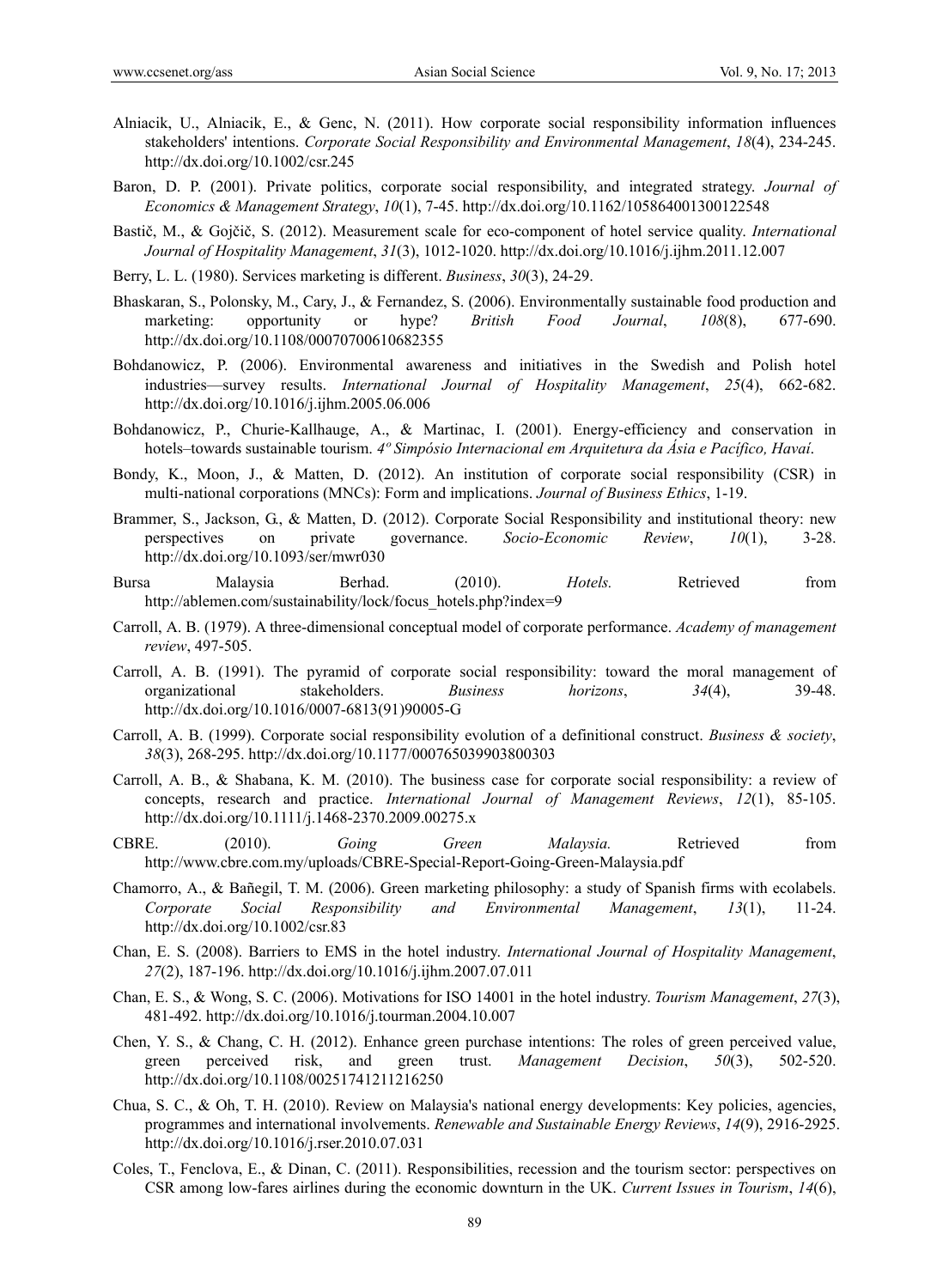Alniacik, U., Alniacik, E., & Genc, N. (2011). How corporate social responsibility information influences stakeholders' intentions. *Corporate Social Responsibility and Environmental Management*, *18*(4), 234-245. http://dx.doi.org/10.1002/csr.245

Baron, D. P. (2001). Private politics, corporate social responsibility, and integrated strategy. *Journal of Economics & Management Strategy*, *10*(1), 7-45. http://dx.doi.org/10.1162/105864001300122548

Bastič, M., & Gojčič, S. (2012). Measurement scale for eco-component of hotel service quality. *International Journal of Hospitality Management*, *31*(3), 1012-1020. http://dx.doi.org/10.1016/j.ijhm.2011.12.007

Berry, L. L. (1980). Services marketing is different. *Business*, *30*(3), 24-29.

Bhaskaran, S., Polonsky, M., Cary, J., & Fernandez, S. (2006). Environmentally sustainable food production and marketing: opportunity or hype? *British Food Journal*, *108*(8), 677-690. http://dx.doi.org/10.1108/00070700610682355

Bohdanowicz, P. (2006). Environmental awareness and initiatives in the Swedish and Polish hotel industries—survey results. *International Journal of Hospitality Management*, *25*(4), 662-682. http://dx.doi.org/10.1016/j.ijhm.2005.06.006

Bohdanowicz, P., Churie-Kallhauge, A., & Martinac, I. (2001). Energy-efficiency and conservation in hotels–towards sustainable tourism. *4º Simpósio Internacional em Arquitetura da Ásia e Pacífico, Havaí*.

Bondy, K., Moon, J., & Matten, D. (2012). An institution of corporate social responsibility (CSR) in multi-national corporations (MNCs): Form and implications. *Journal of Business Ethics*, 1-19.

Brammer, S., Jackson, G., & Matten, D. (2012). Corporate Social Responsibility and institutional theory: new perspectives on private governance. *Socio-Economic Review*, *10*(1), 3-28. http://dx.doi.org/10.1093/ser/mwr030

Bursa Malaysia Berhad. (2010). *Hotels.* Retrieved from http://ablemen.com/sustainability/lock/focus_hotels.php?index=9

Carroll, A. B. (1979). A three-dimensional conceptual model of corporate performance. *Academy of management review*, 497-505.

Carroll, A. B. (1991). The pyramid of corporate social responsibility: toward the moral management of organizational stakeholders. *Business horizons*, *34*(4), 39-48. http://dx.doi.org/10.1016/0007-6813(91)90005-G

Carroll, A. B. (1999). Corporate social responsibility evolution of a definitional construct. *Business & society*, *38*(3), 268-295. http://dx.doi.org/10.1177/000765039903800303

Carroll, A. B., & Shabana, K. M. (2010). The business case for corporate social responsibility: a review of concepts, research and practice. *International Journal of Management Reviews*, *12*(1), 85-105. http://dx.doi.org/10.1111/j.1468-2370.2009.00275.x

CBRE. (2010). *Going Green Malaysia.* Retrieved from http://www.cbre.com.my/uploads/CBRE-Special-Report-Going-Green-Malaysia.pdf

Chamorro, A., & Bañegil, T. M. (2006). Green marketing philosophy: a study of Spanish firms with ecolabels. *Corporate Social Responsibility and Environmental Management*, *13*(1), 11-24. http://dx.doi.org/10.1002/csr.83

Chan, E. S. (2008). Barriers to EMS in the hotel industry. *International Journal of Hospitality Management*, *27*(2), 187-196. http://dx.doi.org/10.1016/j.ijhm.2007.07.011

Chan, E. S., & Wong, S. C. (2006). Motivations for ISO 14001 in the hotel industry. *Tourism Management*, *27*(3), 481-492. http://dx.doi.org/10.1016/j.tourman.2004.10.007

Chen, Y. S., & Chang, C. H. (2012). Enhance green purchase intentions: The roles of green perceived value, green perceived risk, and green trust. *Management Decision*, *50*(3), 502-520. http://dx.doi.org/10.1108/00251741211216250

Chua, S. C., & Oh, T. H. (2010). Review on Malaysia's national energy developments: Key policies, agencies, programmes and international involvements. *Renewable and Sustainable Energy Reviews*, *14*(9), 2916-2925. http://dx.doi.org/10.1016/j.rser.2010.07.031

Coles, T., Fenclova, E., & Dinan, C. (2011). Responsibilities, recession and the tourism sector: perspectives on CSR among low-fares airlines during the economic downturn in the UK. *Current Issues in Tourism*, *14*(6),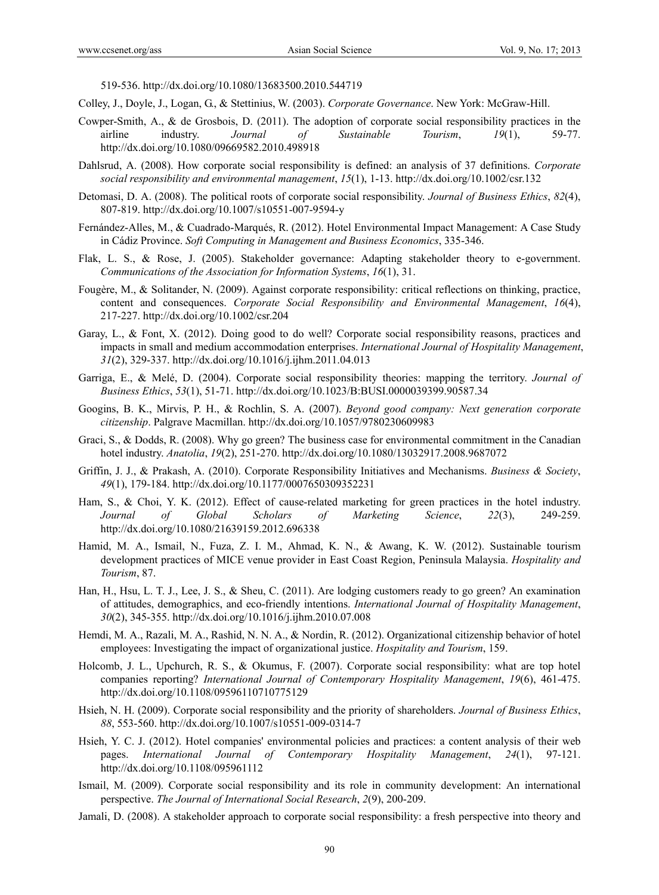519-536. http://dx.doi.org/10.1080/13683500.2010.544719

Colley, J., Doyle, J., Logan, G., & Stettinius, W. (2003). *Corporate Governance*. New York: McGraw-Hill.

Cowper-Smith, A., & de Grosbois, D. (2011). The adoption of corporate social responsibility practices in the airline industry. *Journal of Sustainable Tourism*, *19*(1), 59-77. http://dx.doi.org/10.1080/09669582.2010.498918

Dahlsrud, A. (2008). How corporate social responsibility is defined: an analysis of 37 definitions. *Corporate social responsibility and environmental management*, *15*(1), 1-13. http://dx.doi.org/10.1002/csr.132

Detomasi, D. A. (2008). The political roots of corporate social responsibility. *Journal of Business Ethics*, *82*(4), 807-819. http://dx.doi.org/10.1007/s10551-007-9594-y

Fernández-Alles, M., & Cuadrado-Marqués, R. (2012). Hotel Environmental Impact Management: A Case Study in Cádiz Province. *Soft Computing in Management and Business Economics*, 335-346.

Flak, L. S., & Rose, J. (2005). Stakeholder governance: Adapting stakeholder theory to e-government. *Communications of the Association for Information Systems*, *16*(1), 31.

Fougère, M., & Solitander, N. (2009). Against corporate responsibility: critical reflections on thinking, practice, content and consequences. *Corporate Social Responsibility and Environmental Management*, *16*(4), 217-227. http://dx.doi.org/10.1002/csr.204

Garay, L., & Font, X. (2012). Doing good to do well? Corporate social responsibility reasons, practices and impacts in small and medium accommodation enterprises. *International Journal of Hospitality Management*, *31*(2), 329-337. http://dx.doi.org/10.1016/j.ijhm.2011.04.013

Garriga, E., & Melé, D. (2004). Corporate social responsibility theories: mapping the territory. *Journal of Business Ethics*, *53*(1), 51-71. http://dx.doi.org/10.1023/B:BUSI.0000039399.90587.34

Googins, B. K., Mirvis, P. H., & Rochlin, S. A. (2007). *Beyond good company: Next generation corporate citizenship*. Palgrave Macmillan. http://dx.doi.org/10.1057/9780230609983

Graci, S., & Dodds, R. (2008). Why go green? The business case for environmental commitment in the Canadian hotel industry. *Anatolia*, *19*(2), 251-270. http://dx.doi.org/10.1080/13032917.2008.9687072

Griffin, J. J., & Prakash, A. (2010). Corporate Responsibility Initiatives and Mechanisms. *Business & Society*, *49*(1), 179-184. http://dx.doi.org/10.1177/0007650309352231

Ham, S., & Choi, Y. K. (2012). Effect of cause-related marketing for green practices in the hotel industry. *Journal of Global Scholars of Marketing Science*, *22*(3), 249-259. http://dx.doi.org/10.1080/21639159.2012.696338

Hamid, M. A., Ismail, N., Fuza, Z. I. M., Ahmad, K. N., & Awang, K. W. (2012). Sustainable tourism development practices of MICE venue provider in East Coast Region, Peninsula Malaysia. *Hospitality and Tourism*, 87.

Han, H., Hsu, L. T. J., Lee, J. S., & Sheu, C. (2011). Are lodging customers ready to go green? An examination of attitudes, demographics, and eco-friendly intentions. *International Journal of Hospitality Management*, *30*(2), 345-355. http://dx.doi.org/10.1016/j.ijhm.2010.07.008

Hemdi, M. A., Razali, M. A., Rashid, N. N. A., & Nordin, R. (2012). Organizational citizenship behavior of hotel employees: Investigating the impact of organizational justice. *Hospitality and Tourism*, 159.

Holcomb, J. L., Upchurch, R. S., & Okumus, F. (2007). Corporate social responsibility: what are top hotel companies reporting? *International Journal of Contemporary Hospitality Management*, *19*(6), 461-475. http://dx.doi.org/10.1108/09596110710775129

Hsieh, N. H. (2009). Corporate social responsibility and the priority of shareholders. *Journal of Business Ethics*, *88*, 553-560. http://dx.doi.org/10.1007/s10551-009-0314-7

Hsieh, Y. C. J. (2012). Hotel companies' environmental policies and practices: a content analysis of their web pages. *International Journal of Contemporary Hospitality Management*, *24*(1), 97-121. http://dx.doi.org/10.1108/095961112

Ismail, M. (2009). Corporate social responsibility and its role in community development: An international perspective. *The Journal of International Social Research*, *2*(9), 200-209.

Jamali, D. (2008). A stakeholder approach to corporate social responsibility: a fresh perspective into theory and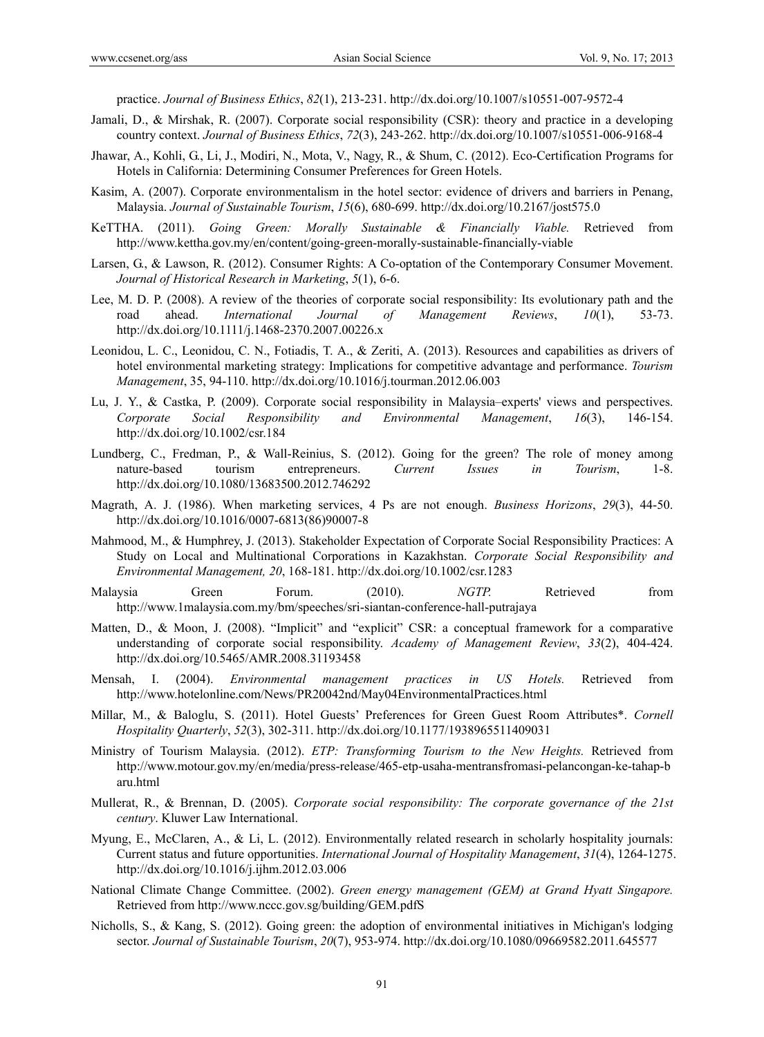practice. *Journal of Business Ethics*, *82*(1), 213-231. http://dx.doi.org/10.1007/s10551-007-9572-4

Jamali, D., & Mirshak, R. (2007). Corporate social responsibility (CSR): theory and practice in a developing country context. *Journal of Business Ethics*, *72*(3), 243-262. http://dx.doi.org/10.1007/s10551-006-9168-4

Jhawar, A., Kohli, G., Li, J., Modiri, N., Mota, V., Nagy, R., & Shum, C. (2012). Eco-Certification Programs for Hotels in California: Determining Consumer Preferences for Green Hotels.

Kasim, A. (2007). Corporate environmentalism in the hotel sector: evidence of drivers and barriers in Penang, Malaysia. *Journal of Sustainable Tourism*, *15*(6), 680-699. http://dx.doi.org/10.2167/jost575.0

KeTTHA. (2011). *Going Green: Morally Sustainable & Financially Viable.* Retrieved from http://www.kettha.gov.my/en/content/going-green-morally-sustainable-financially-viable

Larsen, G., & Lawson, R. (2012). Consumer Rights: A Co-optation of the Contemporary Consumer Movement. *Journal of Historical Research in Marketing*, *5*(1), 6-6.

Lee, M. D. P. (2008). A review of the theories of corporate social responsibility: Its evolutionary path and the road ahead. *International Journal of Management Reviews*, *10*(1), 53-73. http://dx.doi.org/10.1111/j.1468-2370.2007.00226.x

Leonidou, L. C., Leonidou, C. N., Fotiadis, T. A., & Zeriti, A. (2013). Resources and capabilities as drivers of hotel environmental marketing strategy: Implications for competitive advantage and performance. *Tourism Management*, 35, 94-110. http://dx.doi.org/10.1016/j.tourman.2012.06.003

Lu, J. Y., & Castka, P. (2009). Corporate social responsibility in Malaysia–experts' views and perspectives. *Corporate Social Responsibility and Environmental Management*, *16*(3), 146-154. http://dx.doi.org/10.1002/csr.184

Lundberg, C., Fredman, P., & Wall-Reinius, S. (2012). Going for the green? The role of money among nature-based tourism entrepreneurs. *Current Issues in Tourism*, 1-8. http://dx.doi.org/10.1080/13683500.2012.746292

Magrath, A. J. (1986). When marketing services, 4 Ps are not enough. *Business Horizons*, *29*(3), 44-50. http://dx.doi.org/10.1016/0007-6813(86)90007-8

Mahmood, M., & Humphrey, J. (2013). Stakeholder Expectation of Corporate Social Responsibility Practices: A Study on Local and Multinational Corporations in Kazakhstan. *Corporate Social Responsibility and Environmental Management, 20*, 168-181. http://dx.doi.org/10.1002/csr.1283

Malaysia Green Forum. (2010). *NGTP.* Retrieved from http://www.1malaysia.com.my/bm/speeches/sri-siantan-conference-hall-putrajaya

Matten, D., & Moon, J. (2008). "Implicit" and "explicit" CSR: a conceptual framework for a comparative understanding of corporate social responsibility. *Academy of Management Review*, *33*(2), 404-424. http://dx.doi.org/10.5465/AMR.2008.31193458

Mensah, I. (2004). *Environmental management practices in US Hotels.* Retrieved from http://www.hotelonline.com/News/PR20042nd/May04EnvironmentalPractices.html

Millar, M., & Baloglu, S. (2011). Hotel Guests' Preferences for Green Guest Room Attributes*. *Cornell Hospitality Quarterly*, *52*(3), 302-311. http://dx.doi.org/10.1177/1938965511409031

Ministry of Tourism Malaysia. (2012). *ETP: Transforming Tourism to the New Heights.* Retrieved from http://www.motour.gov.my/en/media/press-release/465-etp-usaha-mentransfromasi-pelancongan-ke-tahap-baru.html

Mullerat, R., & Brennan, D. (2005). *Corporate social responsibility: The corporate governance of the 21st century*. Kluwer Law International.

Myung, E., McClaren, A., & Li, L. (2012). Environmentally related research in scholarly hospitality journals: Current status and future opportunities. *International Journal of Hospitality Management*, *31*(4), 1264-1275. http://dx.doi.org/10.1016/j.ijhm.2012.03.006

National Climate Change Committee. (2002). *Green energy management (GEM) at Grand Hyatt Singapore.* Retrieved from http://www.nccc.gov.sg/building/GEM.pdfS

Nicholls, S., & Kang, S. (2012). Going green: the adoption of environmental initiatives in Michigan's lodging sector. *Journal of Sustainable Tourism*, *20*(7), 953-974. http://dx.doi.org/10.1080/09669582.2011.645577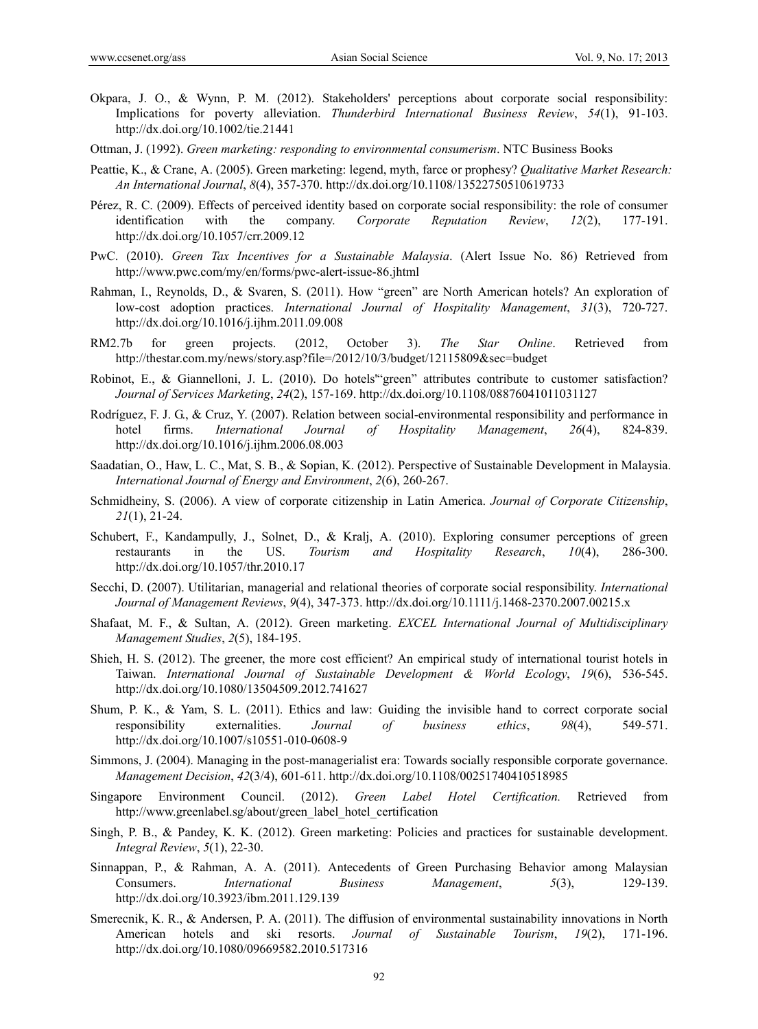Okpara, J. O., & Wynn, P. M. (2012). Stakeholders' perceptions about corporate social responsibility: Implications for poverty alleviation. *Thunderbird International Business Review*, *54*(1), 91-103. http://dx.doi.org/10.1002/tie.21441

Ottman, J. (1992). *Green marketing: responding to environmental consumerism*. NTC Business Books

Peattie, K., & Crane, A. (2005). Green marketing: legend, myth, farce or prophesy? *Qualitative Market Research: An International Journal*, *8*(4), 357-370. http://dx.doi.org/10.1108/13522750510619733

Pérez, R. C. (2009). Effects of perceived identity based on corporate social responsibility: the role of consumer identification with the company. *Corporate Reputation Review*, *12*(2), 177-191. http://dx.doi.org/10.1057/crr.2009.12

PwC. (2010). *Green Tax Incentives for a Sustainable Malaysia*. (Alert Issue No. 86) Retrieved from http://www.pwc.com/my/en/forms/pwc-alert-issue-86.jhtml

Rahman, I., Reynolds, D., & Svaren, S. (2011). How "green" are North American hotels? An exploration of low-cost adoption practices. *International Journal of Hospitality Management*, *31*(3), 720-727. http://dx.doi.org/10.1016/j.ijhm.2011.09.008

RM2.7b for green projects. (2012, October 3). *The Star Online*. Retrieved from http://thestar.com.my/news/story.asp?file=/2012/10/3/budget/12115809&sec=budget

Robinot, E., & Giannelloni, J. L. (2010). Do hotels'"green" attributes contribute to customer satisfaction? *Journal of Services Marketing*, *24*(2), 157-169. http://dx.doi.org/10.1108/08876041011031127

Rodríguez, F. J. G., & Cruz, Y. (2007). Relation between social-environmental responsibility and performance in hotel firms. *International Journal of Hospitality Management*, *26*(4), 824-839. http://dx.doi.org/10.1016/j.ijhm.2006.08.003

Saadatian, O., Haw, L. C., Mat, S. B., & Sopian, K. (2012). Perspective of Sustainable Development in Malaysia. *International Journal of Energy and Environment*, *2*(6), 260-267.

Schmidheiny, S. (2006). A view of corporate citizenship in Latin America. *Journal of Corporate Citizenship*, *21*(1), 21-24.

Schubert, F., Kandampully, J., Solnet, D., & Kralj, A. (2010). Exploring consumer perceptions of green restaurants in the US. *Tourism and Hospitality Research*, *10*(4), 286-300. http://dx.doi.org/10.1057/thr.2010.17

Secchi, D. (2007). Utilitarian, managerial and relational theories of corporate social responsibility. *International Journal of Management Reviews*, *9*(4), 347-373. http://dx.doi.org/10.1111/j.1468-2370.2007.00215.x

Shafaat, M. F., & Sultan, A. (2012). Green marketing. *EXCEL International Journal of Multidisciplinary Management Studies*, *2*(5), 184-195.

Shieh, H. S. (2012). The greener, the more cost efficient? An empirical study of international tourist hotels in Taiwan. *International Journal of Sustainable Development & World Ecology*, *19*(6), 536-545. http://dx.doi.org/10.1080/13504509.2012.741627

Shum, P. K., & Yam, S. L. (2011). Ethics and law: Guiding the invisible hand to correct corporate social responsibility externalities. *Journal of business ethics*, *98*(4), 549-571. http://dx.doi.org/10.1007/s10551-010-0608-9

Simmons, J. (2004). Managing in the post-managerialist era: Towards socially responsible corporate governance. *Management Decision*, *42*(3/4), 601-611. http://dx.doi.org/10.1108/00251740410518985

Singapore Environment Council. (2012). *Green Label Hotel Certification.* Retrieved from http://www.greenlabel.sg/about/green_label_hotel_certification

Singh, P. B., & Pandey, K. K. (2012). Green marketing: Policies and practices for sustainable development. *Integral Review*, *5*(1), 22-30.

Sinnappan, P., & Rahman, A. A. (2011). Antecedents of Green Purchasing Behavior among Malaysian Consumers. *International Business Management*, *5*(3), 129-139. http://dx.doi.org/10.3923/ibm.2011.129.139

Smerecnik, K. R., & Andersen, P. A. (2011). The diffusion of environmental sustainability innovations in North American hotels and ski resorts. *Journal of Sustainable Tourism*, *19*(2), 171-196. http://dx.doi.org/10.1080/09669582.2010.517316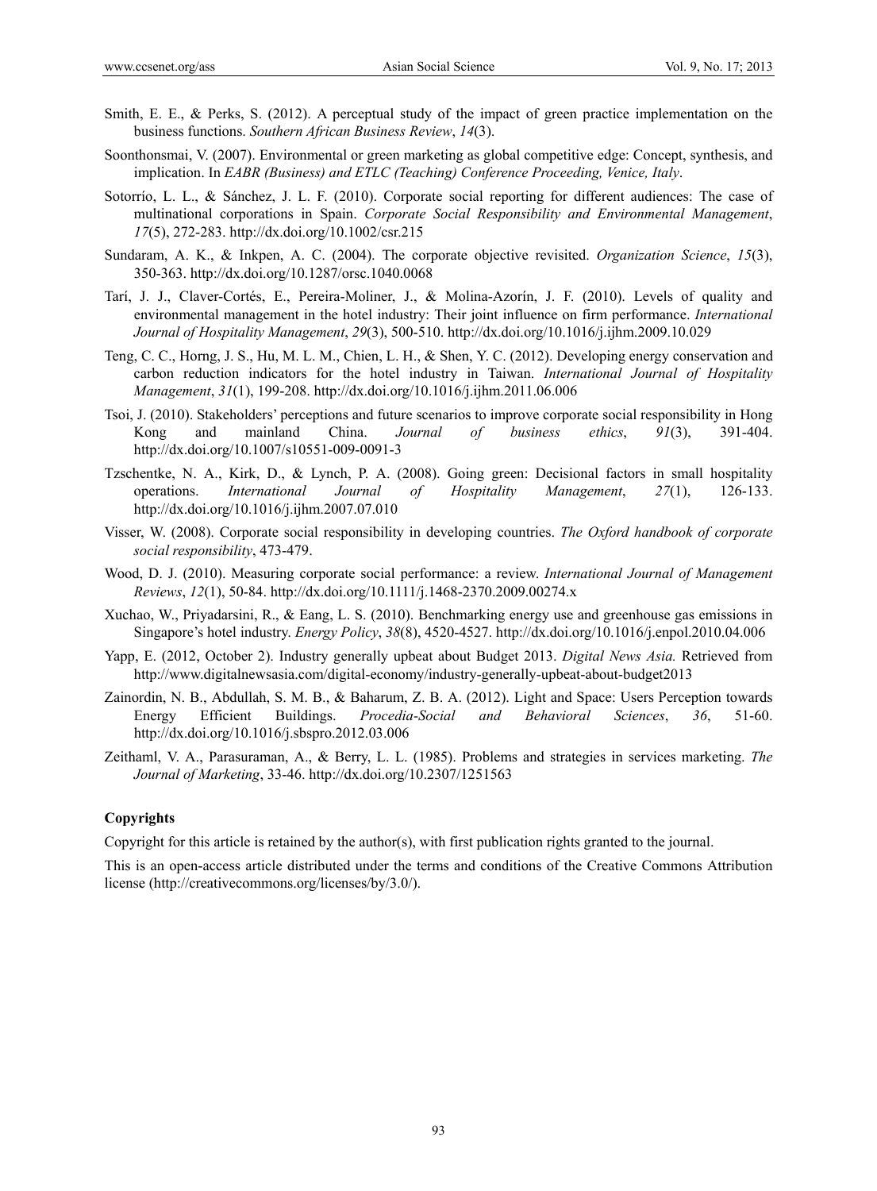Smith, E. E., & Perks, S. (2012). A perceptual study of the impact of green practice implementation on the business functions. *Southern African Business Review*, *14*(3).

Soonthonsmai, V. (2007). Environmental or green marketing as global competitive edge: Concept, synthesis, and implication. In *EABR (Business) and ETLC (Teaching) Conference Proceeding, Venice, Italy*.

Sotorrío, L. L., & Sánchez, J. L. F. (2010). Corporate social reporting for different audiences: The case of multinational corporations in Spain. *Corporate Social Responsibility and Environmental Management*, *17*(5), 272-283. http://dx.doi.org/10.1002/csr.215

Sundaram, A. K., & Inkpen, A. C. (2004). The corporate objective revisited. *Organization Science*, *15*(3), 350-363. http://dx.doi.org/10.1287/orsc.1040.0068

Tarí, J. J., Claver-Cortés, E., Pereira-Moliner, J., & Molina-Azorín, J. F. (2010). Levels of quality and environmental management in the hotel industry: Their joint influence on firm performance. *International Journal of Hospitality Management*, *29*(3), 500-510. http://dx.doi.org/10.1016/j.ijhm.2009.10.029

Teng, C. C., Horng, J. S., Hu, M. L. M., Chien, L. H., & Shen, Y. C. (2012). Developing energy conservation and carbon reduction indicators for the hotel industry in Taiwan. *International Journal of Hospitality Management*, *31*(1), 199-208. http://dx.doi.org/10.1016/j.ijhm.2011.06.006

Tsoi, J. (2010). Stakeholders' perceptions and future scenarios to improve corporate social responsibility in Hong Kong and mainland China. *Journal of business ethics*, *91*(3), 391-404. http://dx.doi.org/10.1007/s10551-009-0091-3

Tzschentke, N. A., Kirk, D., & Lynch, P. A. (2008). Going green: Decisional factors in small hospitality operations. *International Journal of Hospitality Management*, *27*(1), 126-133. http://dx.doi.org/10.1016/j.ijhm.2007.07.010

Visser, W. (2008). Corporate social responsibility in developing countries. *The Oxford handbook of corporate social responsibility*, 473-479.

Wood, D. J. (2010). Measuring corporate social performance: a review. *International Journal of Management Reviews*, *12*(1), 50-84. http://dx.doi.org/10.1111/j.1468-2370.2009.00274.x

Xuchao, W., Priyadarsini, R., & Eang, L. S. (2010). Benchmarking energy use and greenhouse gas emissions in Singapore's hotel industry. *Energy Policy*, *38*(8), 4520-4527. http://dx.doi.org/10.1016/j.enpol.2010.04.006

Yapp, E. (2012, October 2). Industry generally upbeat about Budget 2013. *Digital News Asia.* Retrieved from http://www.digitalnewsasia.com/digital-economy/industry-generally-upbeat-about-budget2013

Zainordin, N. B., Abdullah, S. M. B., & Baharum, Z. B. A. (2012). Light and Space: Users Perception towards Energy Efficient Buildings. *Procedia-Social and Behavioral Sciences*, *36*, 51-60. http://dx.doi.org/10.1016/j.sbspro.2012.03.006

Zeithaml, V. A., Parasuraman, A., & Berry, L. L. (1985). Problems and strategies in services marketing. *The Journal of Marketing*, 33-46. http://dx.doi.org/10.2307/1251563

**Copyrights**

Copyright for this article is retained by the author(s), with first publication rights granted to the journal.

This is an open-access article distributed under the terms and conditions of the Creative Commons Attribution license (http://creativecommons.org/licenses/by/3.0/).